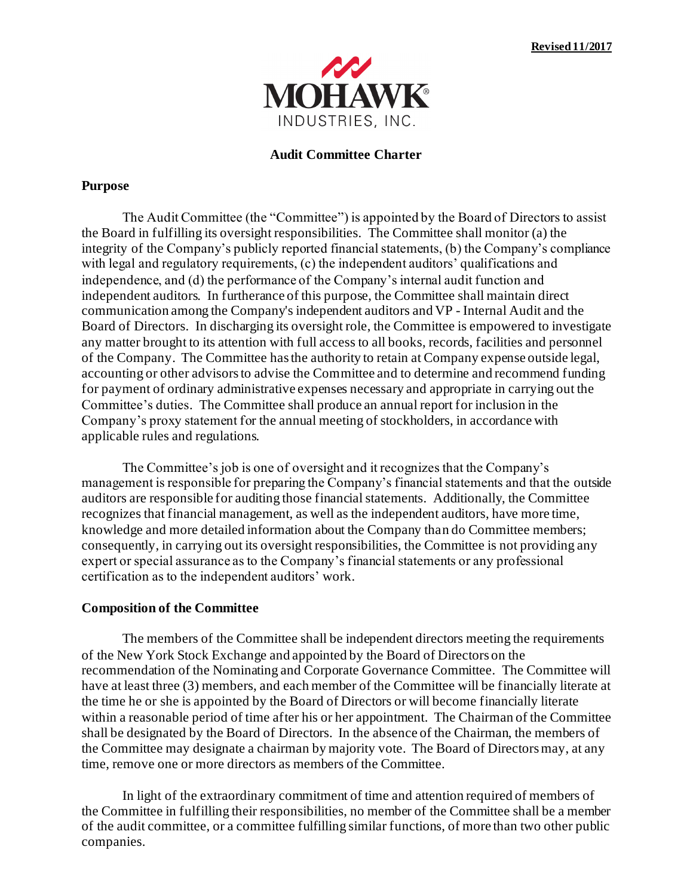**Revised 11/2017**

MOHAWK INDUSTRIES, INC.

# Audit Committee Charter

## Purpose

The Audit Committee (the "Committee") is appointed by the Board of Directors to assist the Board in fulfilling its oversight responsibilities. The Committee shall monitor (a) the integrity of the Company's publicly reported financial statements, (b) the Company's compliance with legal and regulatory requirements, (c) the independent auditors' qualifications and independence, and (d) the performance of the Company's internal audit function and independent auditors. In furtherance of this purpose, the Committee shall maintain direct communication among the Company's independent auditors and VP - Internal Audit and the Board of Directors. In discharging its oversight role, the Committee is empowered to investigate any matter brought to its attention with full access to all books, records, facilities and personnel of the Company. The Committee has the authority to retain at Company expense outside legal, accounting or other advisors to advise the Committee and to determine and recommend funding for payment of ordinary administrative expenses necessary and appropriate in carrying out the Committee's duties. The Committee shall produce an annual report for inclusion in the Company's proxy statement for the annual meeting of stockholders, in accordance with applicable rules and regulations.

The Committee's job is one of oversight and it recognizes that the Company's management is responsible for preparing the Company's financial statements and that the outside auditors are responsible for auditing those financial statements. Additionally, the Committee recognizes that financial management, as well as the independent auditors, have more time, knowledge and more detailed information about the Company than do Committee members; consequently, in carrying out its oversight responsibilities, the Committee is not providing any expert or special assurance as to the Company's financial statements or any professional certification as to the independent auditors' work.

## Composition of the Committee

The members of the Committee shall be independent directors meeting the requirements of the New York Stock Exchange and appointed by the Board of Directors on the recommendation of the Nominating and Corporate Governance Committee. The Committee will have at least three (3) members, and each member of the Committee will be financially literate at the time he or she is appointed by the Board of Directors or will become financially literate within a reasonable period of time after his or her appointment. The Chairman of the Committee shall be designated by the Board of Directors. In the absence of the Chairman, the members of the Committee may designate a chairman by majority vote. The Board of Directors may, at any time, remove one or more directors as members of the Committee.

In light of the extraordinary commitment of time and attention required of members of the Committee in fulfilling their responsibilities, no member of the Committee shall be a member of the audit committee, or a committee fulfilling similar functions, of more than two other public companies.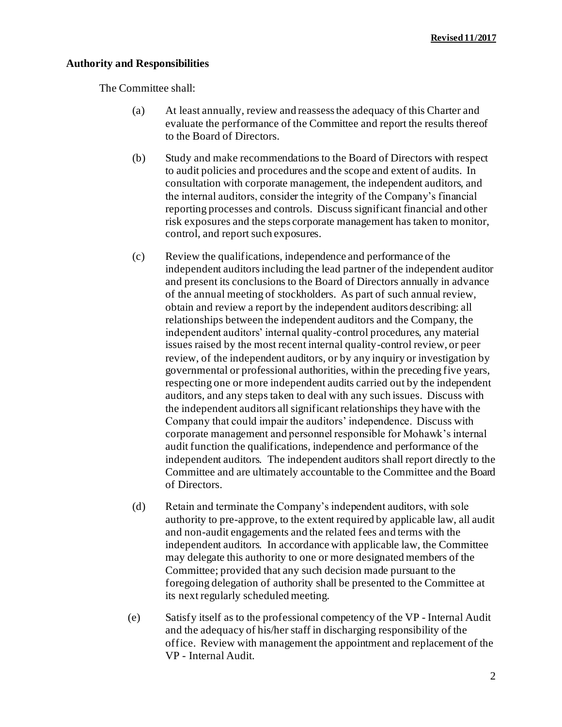**Revised 11/2017**

### Authority and Responsibilities

The Committee shall:

(a) At least annually, review and reassess the adequacy of this Charter and evaluate the performance of the Committee and report the results thereof to the Board of Directors.

(b) Study and make recommendations to the Board of Directors with respect to audit policies and procedures and the scope and extent of audits. In consultation with corporate management, the independent auditors, and the internal auditors, consider the integrity of the Company's financial reporting processes and controls. Discuss significant financial and other risk exposures and the steps corporate management has taken to monitor, control, and report such exposures.

(c) Review the qualifications, independence and performance of the independent auditors including the lead partner of the independent auditor and present its conclusions to the Board of Directors annually in advance of the annual meeting of stockholders. As part of such annual review, obtain and review a report by the independent auditors describing: all relationships between the independent auditors and the Company, the independent auditors' internal quality-control procedures, any material issues raised by the most recent internal quality-control review, or peer review, of the independent auditors, or by any inquiry or investigation by governmental or professional authorities, within the preceding five years, respecting one or more independent audits carried out by the independent auditors, and any steps taken to deal with any such issues. Discuss with the independent auditors all significant relationships they have with the Company that could impair the auditors' independence. Discuss with corporate management and personnel responsible for Mohawk's internal audit function the qualifications, independence and performance of the independent auditors. The independent auditors shall report directly to the Committee and are ultimately accountable to the Committee and the Board of Directors.

(d) Retain and terminate the Company's independent auditors, with sole authority to pre-approve, to the extent required by applicable law, all audit and non-audit engagements and the related fees and terms with the independent auditors. In accordance with applicable law, the Committee may delegate this authority to one or more designated members of the Committee; provided that any such decision made pursuant to the foregoing delegation of authority shall be presented to the Committee at its next regularly scheduled meeting.

(e) Satisfy itself as to the professional competency of the VP - Internal Audit and the adequacy of his/her staff in discharging responsibility of the office. Review with management the appointment and replacement of the VP - Internal Audit.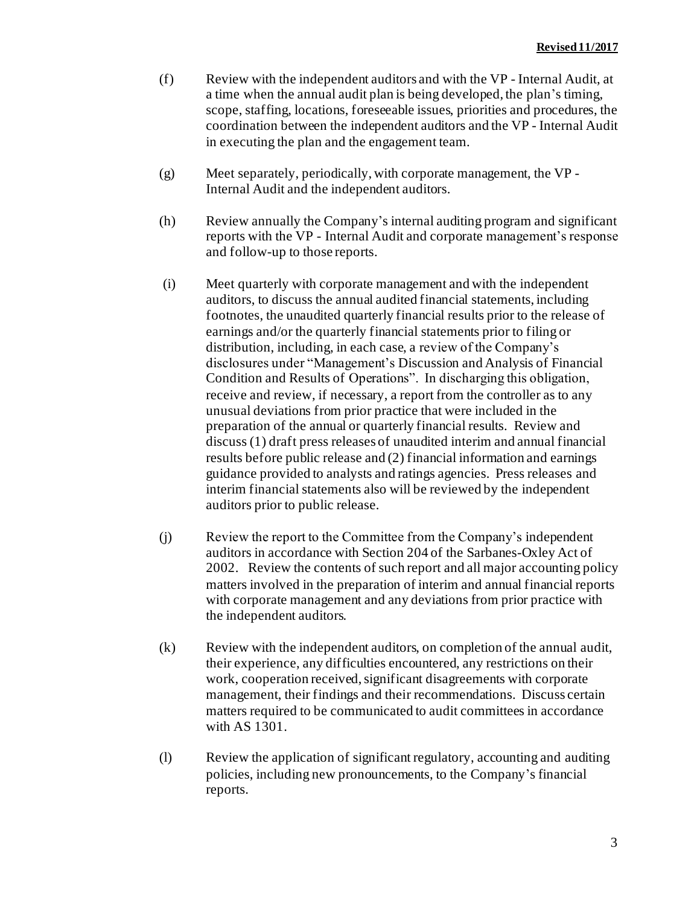(f) Review with the independent auditors and with the VP - Internal Audit, at a time when the annual audit plan is being developed, the plan's timing, scope, staffing, locations, foreseeable issues, priorities and procedures, the coordination between the independent auditors and the VP - Internal Audit in executing the plan and the engagement team.

(g) Meet separately, periodically, with corporate management, the VP - Internal Audit and the independent auditors.

(h) Review annually the Company's internal auditing program and significant reports with the VP - Internal Audit and corporate management's response and follow-up to those reports.

(i) Meet quarterly with corporate management and with the independent auditors, to discuss the annual audited financial statements, including footnotes, the unaudited quarterly financial results prior to the release of earnings and/or the quarterly financial statements prior to filing or distribution, including, in each case, a review of the Company's disclosures under "Management's Discussion and Analysis of Financial Condition and Results of Operations". In discharging this obligation, receive and review, if necessary, a report from the controller as to any unusual deviations from prior practice that were included in the preparation of the annual or quarterly financial results. Review and discuss (1) draft press releases of unaudited interim and annual financial results before public release and (2) financial information and earnings guidance provided to analysts and ratings agencies. Press releases and interim financial statements also will be reviewed by the independent auditors prior to public release.

(j) Review the report to the Committee from the Company's independent auditors in accordance with Section 204 of the Sarbanes-Oxley Act of 2002. Review the contents of such report and all major accounting policy matters involved in the preparation of interim and annual financial reports with corporate management and any deviations from prior practice with the independent auditors.

(k) Review with the independent auditors, on completion of the annual audit, their experience, any difficulties encountered, any restrictions on their work, cooperation received, significant disagreements with corporate management, their findings and their recommendations. Discuss certain matters required to be communicated to audit committees in accordance with AS 1301.

(l) Review the application of significant regulatory, accounting and auditing policies, including new pronouncements, to the Company's financial reports.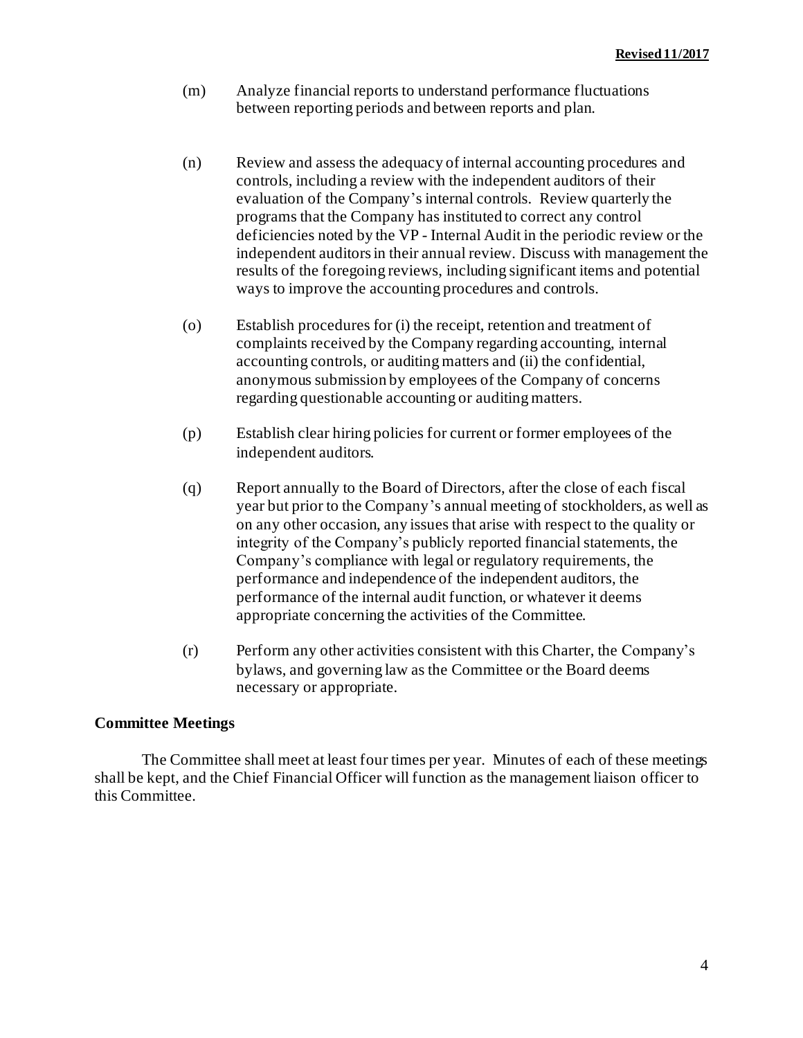**Revised 11/2017**

(m) Analyze financial reports to understand performance fluctuations between reporting periods and between reports and plan.

(n) Review and assess the adequacy of internal accounting procedures and controls, including a review with the independent auditors of their evaluation of the Company's internal controls. Review quarterly the programs that the Company has instituted to correct any control deficiencies noted by the VP - Internal Audit in the periodic review or the independent auditors in their annual review. Discuss with management the results of the foregoing reviews, including significant items and potential ways to improve the accounting procedures and controls.

(o) Establish procedures for (i) the receipt, retention and treatment of complaints received by the Company regarding accounting, internal accounting controls, or auditing matters and (ii) the confidential, anonymous submission by employees of the Company of concerns regarding questionable accounting or auditing matters.

(p) Establish clear hiring policies for current or former employees of the independent auditors.

(q) Report annually to the Board of Directors, after the close of each fiscal year but prior to the Company's annual meeting of stockholders, as well as on any other occasion, any issues that arise with respect to the quality or integrity of the Company's publicly reported financial statements, the Company's compliance with legal or regulatory requirements, the performance and independence of the independent auditors, the performance of the internal audit function, or whatever it deems appropriate concerning the activities of the Committee.

(r) Perform any other activities consistent with this Charter, the Company's bylaws, and governing law as the Committee or the Board deems necessary or appropriate.

**Committee Meetings**

The Committee shall meet at least four times per year. Minutes of each of these meetings shall be kept, and the Chief Financial Officer will function as the management liaison officer to this Committee.